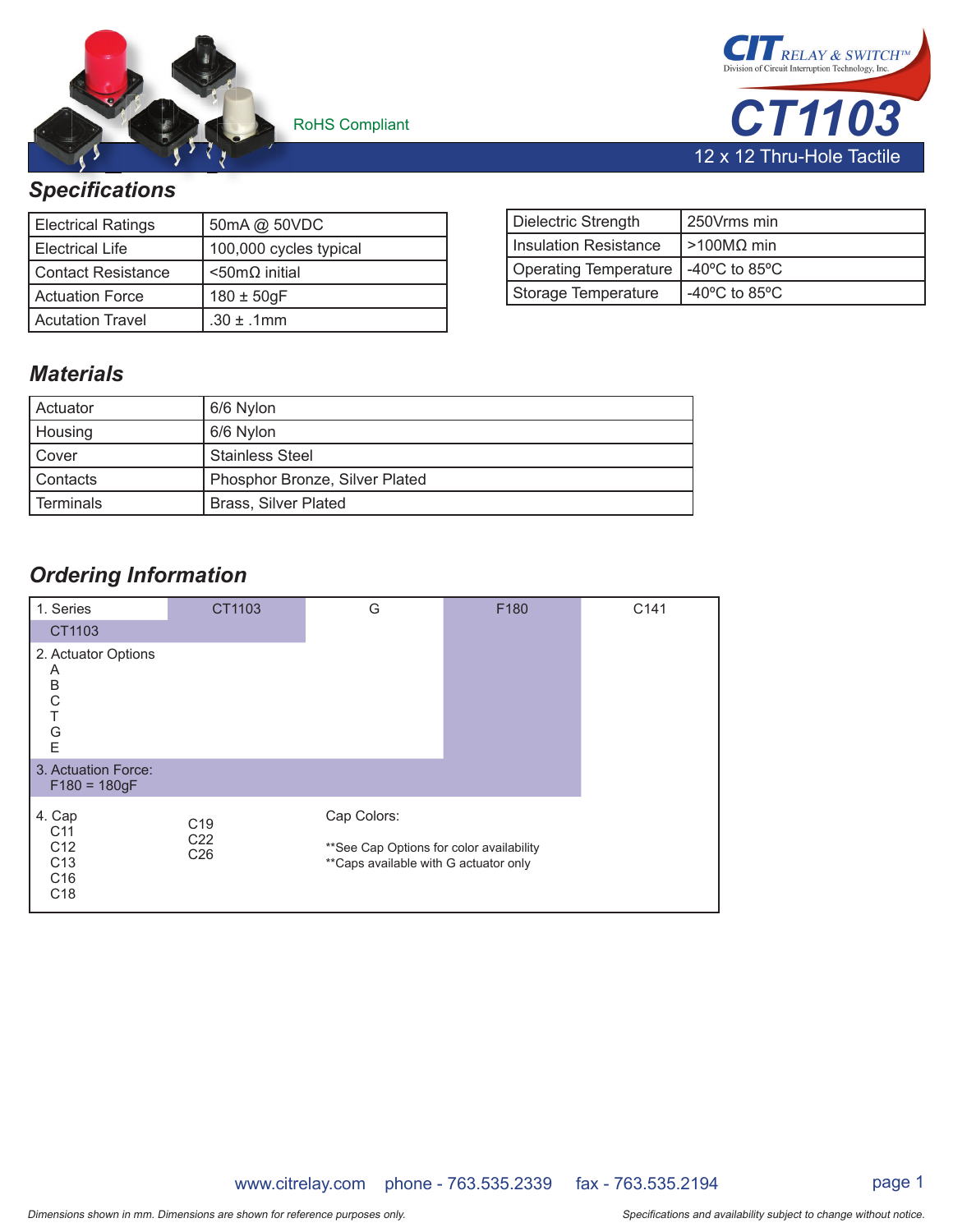CIT RELAY & SWITCH™
Division of Circuit Interruption Technology, Inc.

# CT1103

12 x 12 Thru-Hole Tactile

RoHS Compliant

## Specifications

| Electrical Ratings | 50mA @ 50VDC |
|---|---|
| Electrical Life | 100,000 cycles typical |
| Contact Resistance | <50mΩ initial |
| Actuation Force | 180 ± 50gF |
| Acutation Travel | .30 ± .1mm |

| Dielectric Strength | 250Vrms min |
|---|---|
| Insulation Resistance | >100MΩ min |
| Operating Temperature | -40ºC to 85ºC |
| Storage Temperature | -40ºC to 85ºC |

## Materials

| Actuator | 6/6 Nylon |
|---|---|
| Housing | 6/6 Nylon |
| Cover | Stainless Steel |
| Contacts | Phosphor Bronze, Silver Plated |
| Terminals | Brass, Silver Plated |

## Ordering Information

| 1. Series | CT1103 | G | F180 | C141 |
|---|---|---|---|---|

1. Series
   - CT1103
2. Actuator Options
   - A
   - B
   - C
   - T
   - G
   - E
3. Actuation Force:
   - F180 = 180gF
4. Cap
   - C11
   - C12
   - C13
   - C16
   - C18
   - C19
   - C22
   - C26

Cap Colors:

**See Cap Options for color availability
**Caps available with G actuator only

www.citrelay.com phone - 763.535.2339 fax - 763.535.2194

*Dimensions shown in mm. Dimensions are shown for reference purposes only.*

*Specifications and availability subject to change without notice.*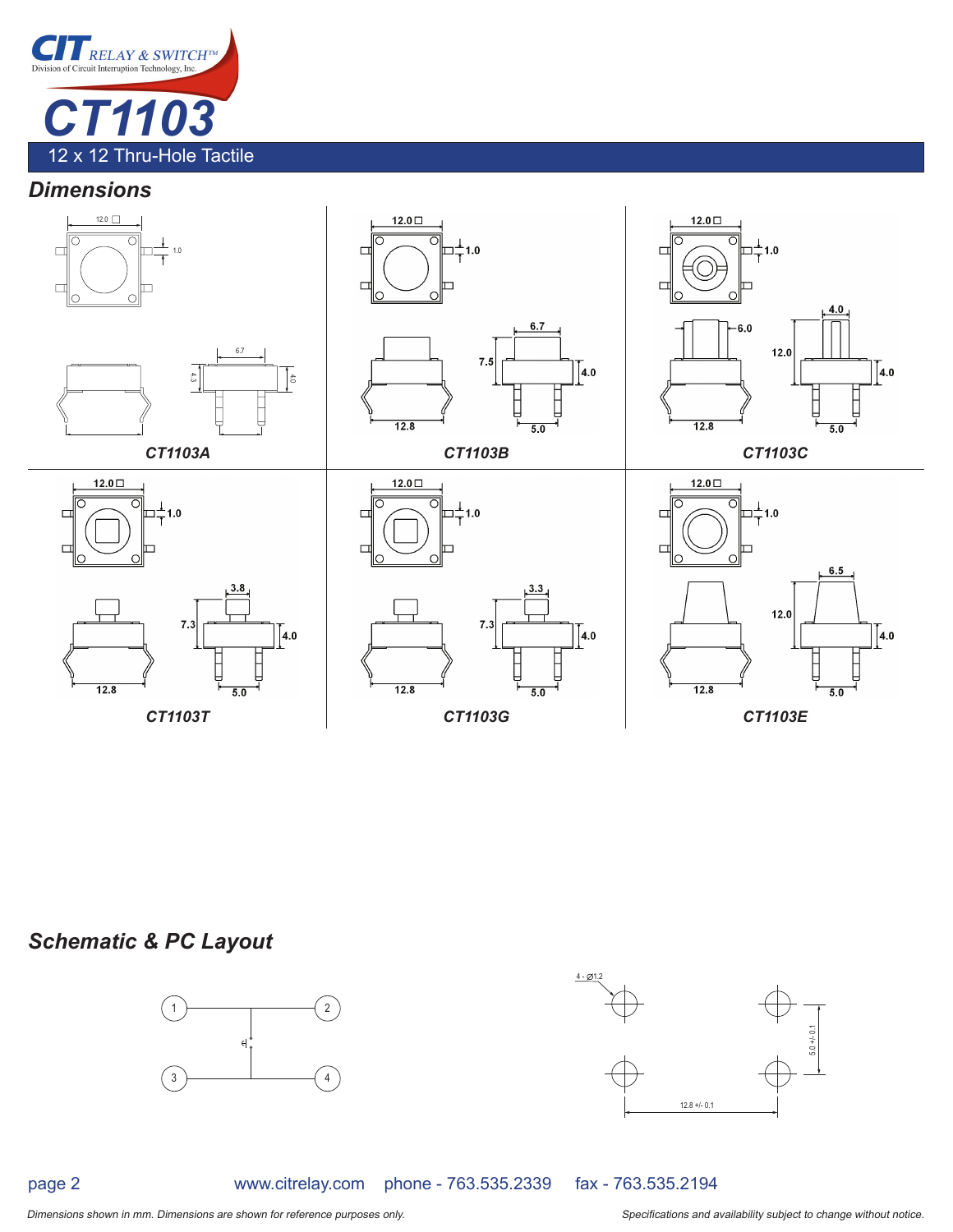# CT1103

## 12 x 12 Thru-Hole Tactile

### Dimensions

CT1103A

CT1103B

CT1103C

CT1103T

CT1103G

CT1103E

### Schematic & PC Layout

*Dimensions shown in mm. Dimensions are shown for reference purposes only.*

*Specifications and availability subject to change without notice.*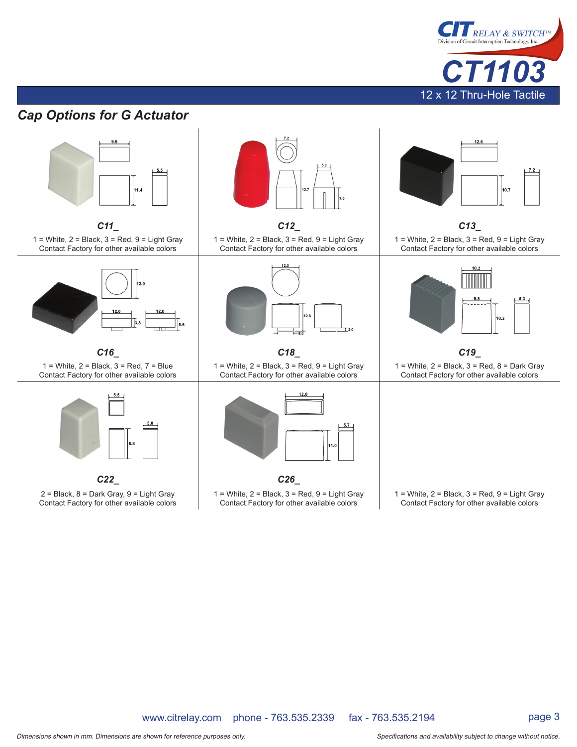# CT1103

12 x 12 Thru-Hole Tactile

## Cap Options for G Actuator

9.9
5.5
11.4

**C11_**

1 = White, 2 = Black, 3 = Red, 9 = Light Gray
Contact Factory for other available colors

7.2
5.0
12.7
7.0

**C12_**

1 = White, 2 = Black, 3 = Red, 9 = Light Gray
Contact Factory for other available colors

12.6
7.2
10.7

**C13_**

1 = White, 2 = Black, 3 = Red, 9 = Light Gray
Contact Factory for other available colors

12.0
12.0
12.0
3.8
5.6

**C16_**

1 = White, 2 = Black, 3 = Red, 7 = Blue
Contact Factory for other available colors

12.5
12.8
8.0
2.0

**C18_**

1 = White, 2 = Black, 3 = Red, 9 = Light Gray
Contact Factory for other available colors

10.2
9.8
5.3
10.2

**C19_**

1 = White, 2 = Black, 3 = Red, 8 = Dark Gray
Contact Factory for other available colors

5.5
5.0
8.8

**C22_**

2 = Black, 8 = Dark Gray, 9 = Light Gray
Contact Factory for other available colors

12.0
5.7
11.0

**C26_**

1 = White, 2 = Black, 3 = Red, 9 = Light Gray
Contact Factory for other available colors

1 = White, 2 = Black, 3 = Red, 9 = Light Gray
Contact Factory for other available colors

www.citrelay.com phone - 763.535.2339 fax - 763.535.2194

*Dimensions shown in mm. Dimensions are shown for reference purposes only.*

*Specifications and availability subject to change without notice.*